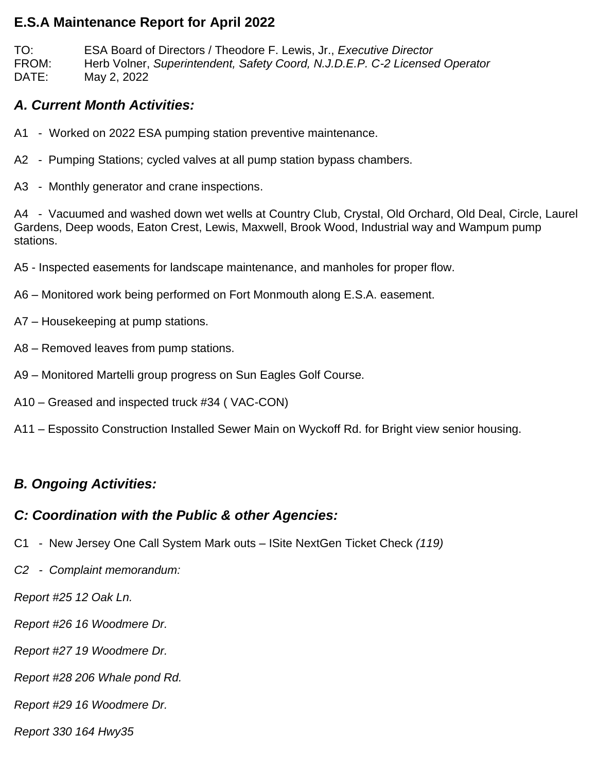# E.S.A Maintenance Report for April 2022

TO: ESA Board of Directors / Theodore F. Lewis, Jr., *Executive Director*
FROM: Herb Volner, *Superintendent, Safety Coord, N.J.D.E.P. C-2 Licensed Operator*
DATE: May 2, 2022

## *A. Current Month Activities:*

A1 - Worked on 2022 ESA pumping station preventive maintenance.

A2 - Pumping Stations; cycled valves at all pump station bypass chambers.

A3 - Monthly generator and crane inspections.

A4 - Vacuumed and washed down wet wells at Country Club, Crystal, Old Orchard, Old Deal, Circle, Laurel Gardens, Deep woods, Eaton Crest, Lewis, Maxwell, Brook Wood, Industrial way and Wampum pump stations.

A5 - Inspected easements for landscape maintenance, and manholes for proper flow.

A6 – Monitored work being performed on Fort Monmouth along E.S.A. easement.

A7 – Housekeeping at pump stations.

A8 – Removed leaves from pump stations.

A9 – Monitored Martelli group progress on Sun Eagles Golf Course.

A10 – Greased and inspected truck #34 ( VAC-CON)

A11 – Espossito Construction Installed Sewer Main on Wyckoff Rd. for Bright view senior housing.

## *B. Ongoing Activities:*

## *C: Coordination with the Public & other Agencies:*

C1 - New Jersey One Call System Mark outs – ISite NextGen Ticket Check *(119)*

*C2 - Complaint memorandum:*

*Report #25 12 Oak Ln.*

*Report #26 16 Woodmere Dr.*

*Report #27 19 Woodmere Dr.*

*Report #28 206 Whale pond Rd.*

*Report #29 16 Woodmere Dr.*

*Report 330 164 Hwy35*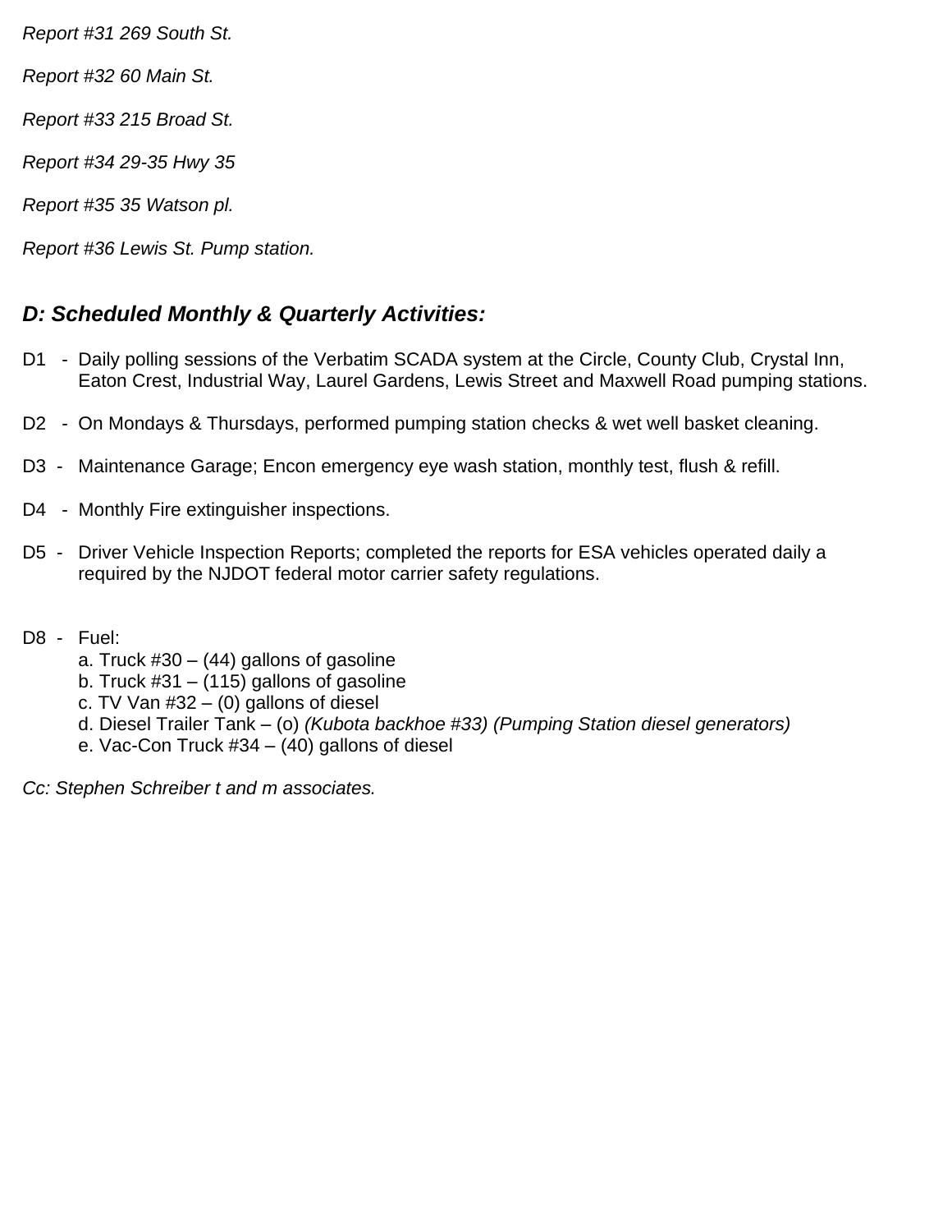*Report #31 269 South St.*

*Report #32 60 Main St.*

*Report #33 215 Broad St.*

*Report #34 29-35 Hwy 35*

*Report #35 35 Watson pl.*

*Report #36 Lewis St. Pump station.*

## *D: Scheduled Monthly & Quarterly Activities:*

D1 - Daily polling sessions of the Verbatim SCADA system at the Circle, County Club, Crystal Inn, Eaton Crest, Industrial Way, Laurel Gardens, Lewis Street and Maxwell Road pumping stations.

D2 - On Mondays & Thursdays, performed pumping station checks & wet well basket cleaning.

D3 - Maintenance Garage; Encon emergency eye wash station, monthly test, flush & refill.

D4 - Monthly Fire extinguisher inspections.

D5 - Driver Vehicle Inspection Reports; completed the reports for ESA vehicles operated daily a required by the NJDOT federal motor carrier safety regulations.

D8 - Fuel:
  a. Truck #30 – (44) gallons of gasoline
  b. Truck #31 – (115) gallons of gasoline
  c. TV Van #32 – (0) gallons of diesel
  d. Diesel Trailer Tank – (o) *(Kubota backhoe #33) (Pumping Station diesel generators)*
  e. Vac-Con Truck #34 – (40) gallons of diesel

*Cc: Stephen Schreiber t and m associates.*